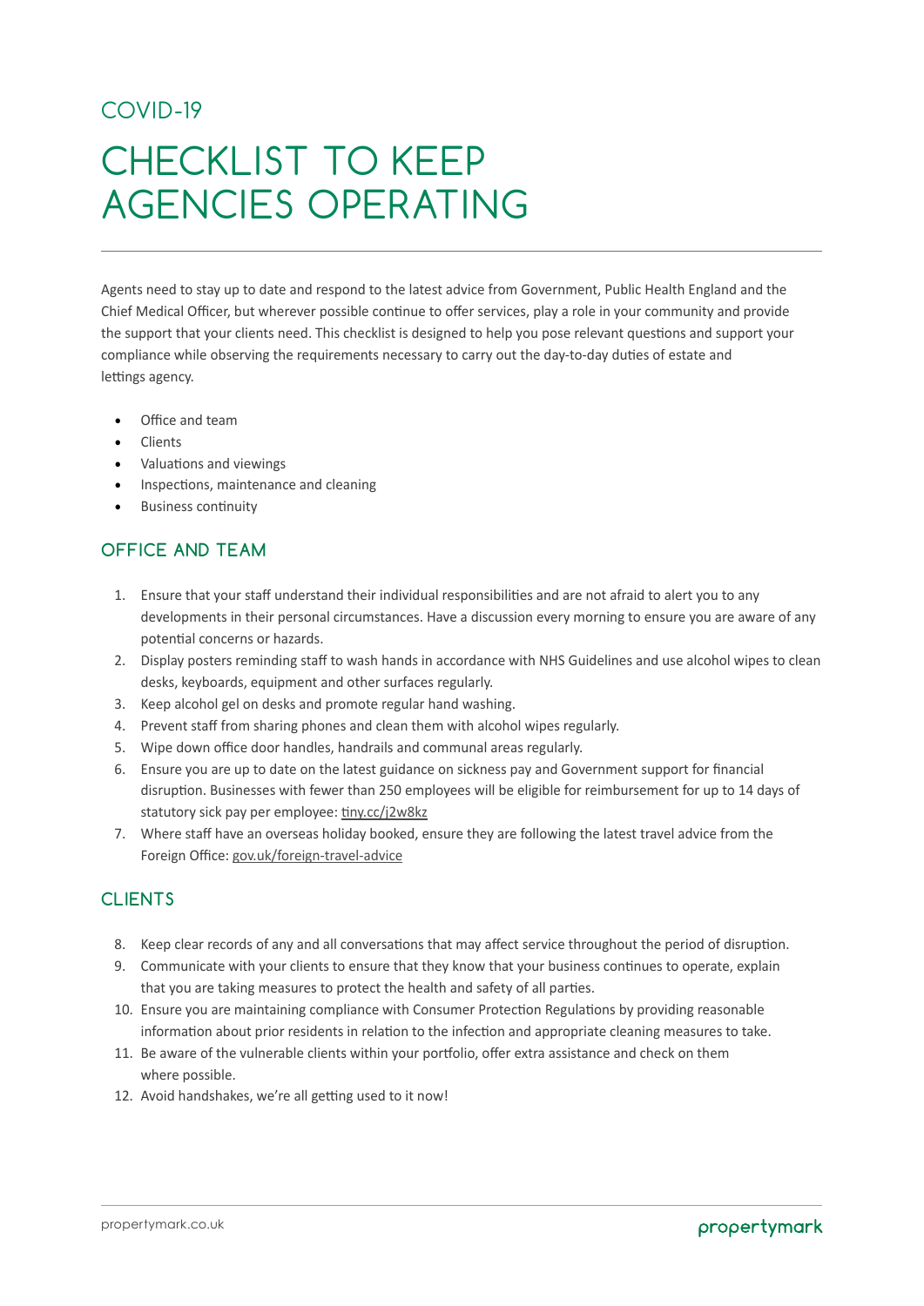COVID-19

# CHECKLIST TO KEEP AGENCIES OPERATING

Agents need to stay up to date and respond to the latest advice from Government, Public Health England and the Chief Medical Officer, but wherever possible continue to offer services, play a role in your community and provide the support that your clients need. This checklist is designed to help you pose relevant questions and support your compliance while observing the requirements necessary to carry out the day-to-day duties of estate and lettings agency.

- Office and team
- Clients
- Valuations and viewings
- Inspections, maintenance and cleaning
- Business continuity

## OFFICE AND TEAM

1. Ensure that your staff understand their individual responsibilities and are not afraid to alert you to any developments in their personal circumstances. Have a discussion every morning to ensure you are aware of any potential concerns or hazards.
2. Display posters reminding staff to wash hands in accordance with NHS Guidelines and use alcohol wipes to clean desks, keyboards, equipment and other surfaces regularly.
3. Keep alcohol gel on desks and promote regular hand washing.
4. Prevent staff from sharing phones and clean them with alcohol wipes regularly.
5. Wipe down office door handles, handrails and communal areas regularly.
6. Ensure you are up to date on the latest guidance on sickness pay and Government support for financial disruption. Businesses with fewer than 250 employees will be eligible for reimbursement for up to 14 days of statutory sick pay per employee: tiny.cc/j2w8kz
7. Where staff have an overseas holiday booked, ensure they are following the latest travel advice from the Foreign Office: gov.uk/foreign-travel-advice

## CLIENTS

8. Keep clear records of any and all conversations that may affect service throughout the period of disruption.
9. Communicate with your clients to ensure that they know that your business continues to operate, explain that you are taking measures to protect the health and safety of all parties.
10. Ensure you are maintaining compliance with Consumer Protection Regulations by providing reasonable information about prior residents in relation to the infection and appropriate cleaning measures to take.
11. Be aware of the vulnerable clients within your portfolio, offer extra assistance and check on them where possible.
12. Avoid handshakes, we're all getting used to it now!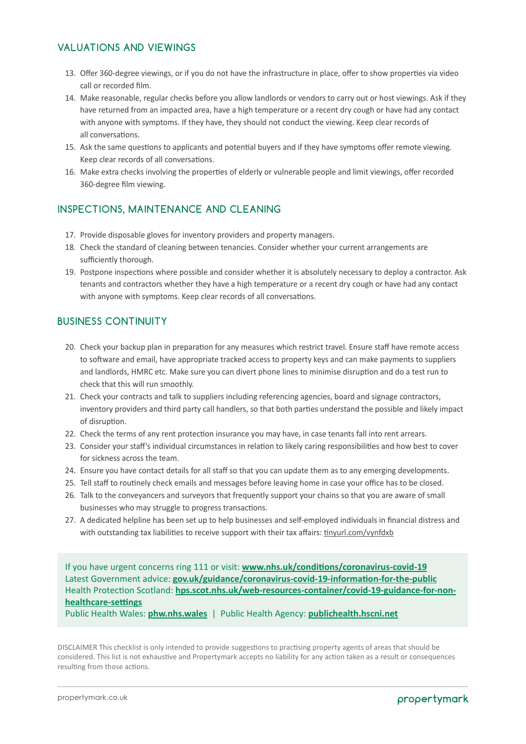## VALUATIONS AND VIEWINGS

13. Offer 360-degree viewings, or if you do not have the infrastructure in place, offer to show properties via video call or recorded film.
14. Make reasonable, regular checks before you allow landlords or vendors to carry out or host viewings. Ask if they have returned from an impacted area, have a high temperature or a recent dry cough or have had any contact with anyone with symptoms. If they have, they should not conduct the viewing. Keep clear records of all conversations.
15. Ask the same questions to applicants and potential buyers and if they have symptoms offer remote viewing. Keep clear records of all conversations.
16. Make extra checks involving the properties of elderly or vulnerable people and limit viewings, offer recorded 360-degree film viewing.

## INSPECTIONS, MAINTENANCE AND CLEANING

17. Provide disposable gloves for inventory providers and property managers.
18. Check the standard of cleaning between tenancies. Consider whether your current arrangements are sufficiently thorough.
19. Postpone inspections where possible and consider whether it is absolutely necessary to deploy a contractor. Ask tenants and contractors whether they have a high temperature or a recent dry cough or have had any contact with anyone with symptoms. Keep clear records of all conversations.

## BUSINESS CONTINUITY

20. Check your backup plan in preparation for any measures which restrict travel. Ensure staff have remote access to software and email, have appropriate tracked access to property keys and can make payments to suppliers and landlords, HMRC etc. Make sure you can divert phone lines to minimise disruption and do a test run to check that this will run smoothly.
21. Check your contracts and talk to suppliers including referencing agencies, board and signage contractors, inventory providers and third party call handlers, so that both parties understand the possible and likely impact of disruption.
22. Check the terms of any rent protection insurance you may have, in case tenants fall into rent arrears.
23. Consider your staff's individual circumstances in relation to likely caring responsibilities and how best to cover for sickness across the team.
24. Ensure you have contact details for all staff so that you can update them as to any emerging developments.
25. Tell staff to routinely check emails and messages before leaving home in case your office has to be closed.
26. Talk to the conveyancers and surveyors that frequently support your chains so that you are aware of small businesses who may struggle to progress transactions.
27. A dedicated helpline has been set up to help businesses and self-employed individuals in financial distress and with outstanding tax liabilities to receive support with their tax affairs: tinyurl.com/vynfdxb

If you have urgent concerns ring 111 or visit: **www.nhs.uk/conditions/coronavirus-covid-19**
Latest Government advice: **gov.uk/guidance/coronavirus-covid-19-information-for-the-public**
Health Protection Scotland: **hps.scot.nhs.uk/web-resources-container/covid-19-guidance-for-non-healthcare-settings**
Public Health Wales: **phw.nhs.wales** | Public Health Agency: **publichealth.hscni.net**

DISCLAIMER This checklist is only intended to provide suggestions to practising property agents of areas that should be considered. This list is not exhaustive and Propertymark accepts no liability for any action taken as a result or consequences resulting from those actions.